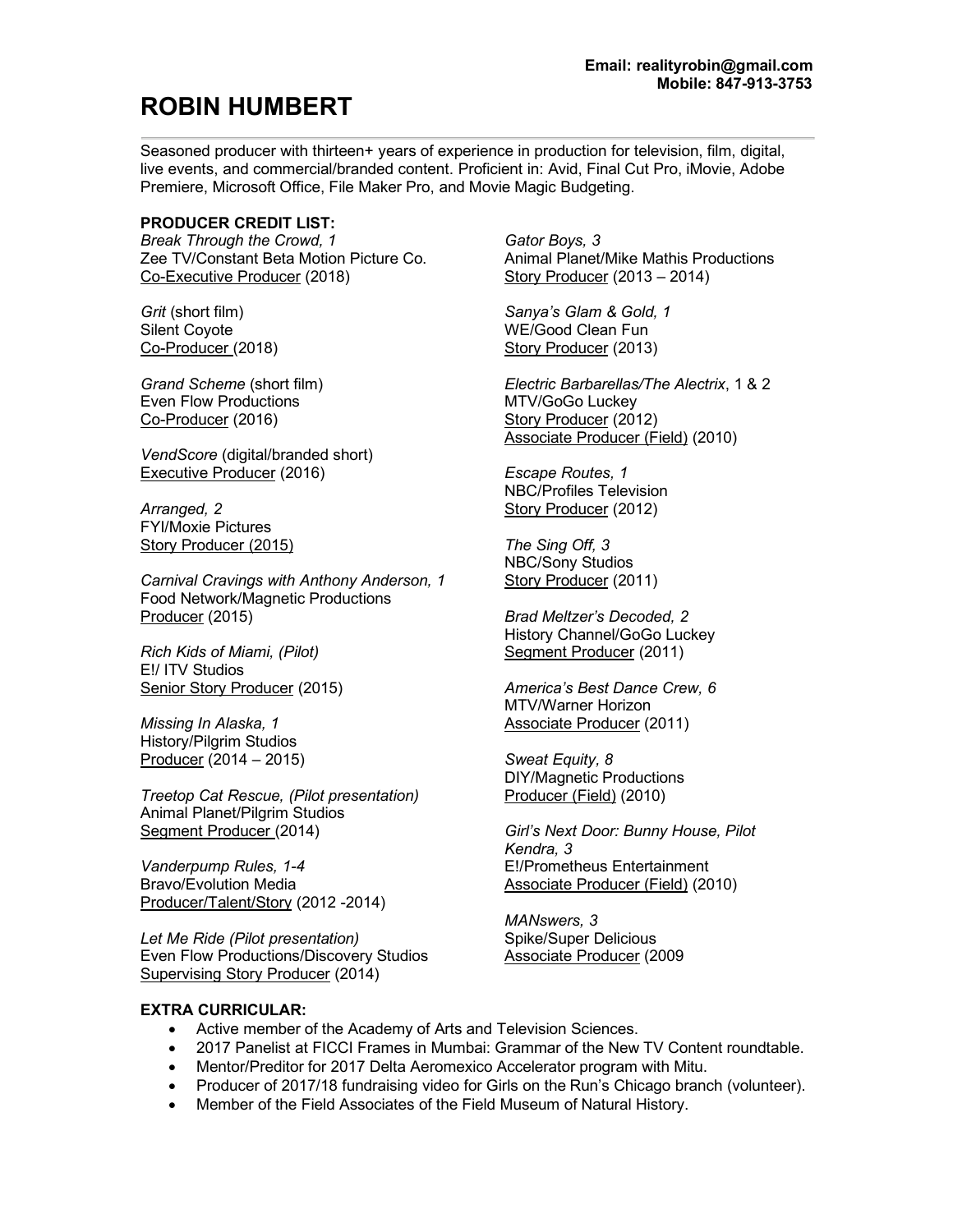**Email: realityrobin@gmail.com**
**Mobile: 847-913-3753**

# ROBIN HUMBERT

Seasoned producer with thirteen+ years of experience in production for television, film, digital, live events, and commercial/branded content. Proficient in: Avid, Final Cut Pro, iMovie, Adobe Premiere, Microsoft Office, File Maker Pro, and Movie Magic Budgeting.

**PRODUCER CREDIT LIST:**

*Break Through the Crowd, 1*
Zee TV/Constant Beta Motion Picture Co.
Co-Executive Producer (2018)

*Grit* (short film)
Silent Coyote
Co-Producer (2018)

*Grand Scheme* (short film)
Even Flow Productions
Co-Producer (2016)

*VendScore* (digital/branded short)
Executive Producer (2016)

*Arranged, 2*
FYI/Moxie Pictures
Story Producer (2015)

*Carnival Cravings with Anthony Anderson, 1*
Food Network/Magnetic Productions
Producer (2015)

*Rich Kids of Miami, (Pilot)*
E!/ ITV Studios
Senior Story Producer (2015)

*Missing In Alaska, 1*
History/Pilgrim Studios
Producer (2014 – 2015)

*Treetop Cat Rescue, (Pilot presentation)*
Animal Planet/Pilgrim Studios
Segment Producer (2014)

*Vanderpump Rules, 1-4*
Bravo/Evolution Media
Producer/Talent/Story (2012 -2014)

*Let Me Ride (Pilot presentation)*
Even Flow Productions/Discovery Studios
Supervising Story Producer (2014)

*Gator Boys, 3*
Animal Planet/Mike Mathis Productions
Story Producer (2013 – 2014)

*Sanya's Glam & Gold, 1*
WE/Good Clean Fun
Story Producer (2013)

*Electric Barbarellas/The Alectrix*, 1 & 2
MTV/GoGo Luckey
Story Producer (2012)
Associate Producer (Field) (2010)

*Escape Routes, 1*
NBC/Profiles Television
Story Producer (2012)

*The Sing Off, 3*
NBC/Sony Studios
Story Producer (2011)

*Brad Meltzer's Decoded, 2*
History Channel/GoGo Luckey
Segment Producer (2011)

*America's Best Dance Crew, 6*
MTV/Warner Horizon
Associate Producer (2011)

*Sweat Equity, 8*
DIY/Magnetic Productions
Producer (Field) (2010)

*Girl's Next Door: Bunny House, Pilot*
*Kendra, 3*
E!/Prometheus Entertainment
Associate Producer (Field) (2010)

*MANswers, 3*
Spike/Super Delicious
Associate Producer (2009

**EXTRA CURRICULAR:**

- Active member of the Academy of Arts and Television Sciences.
- 2017 Panelist at FICCI Frames in Mumbai: Grammar of the New TV Content roundtable.
- Mentor/Preditor for 2017 Delta Aeromexico Accelerator program with Mitu.
- Producer of 2017/18 fundraising video for Girls on the Run's Chicago branch (volunteer).
- Member of the Field Associates of the Field Museum of Natural History.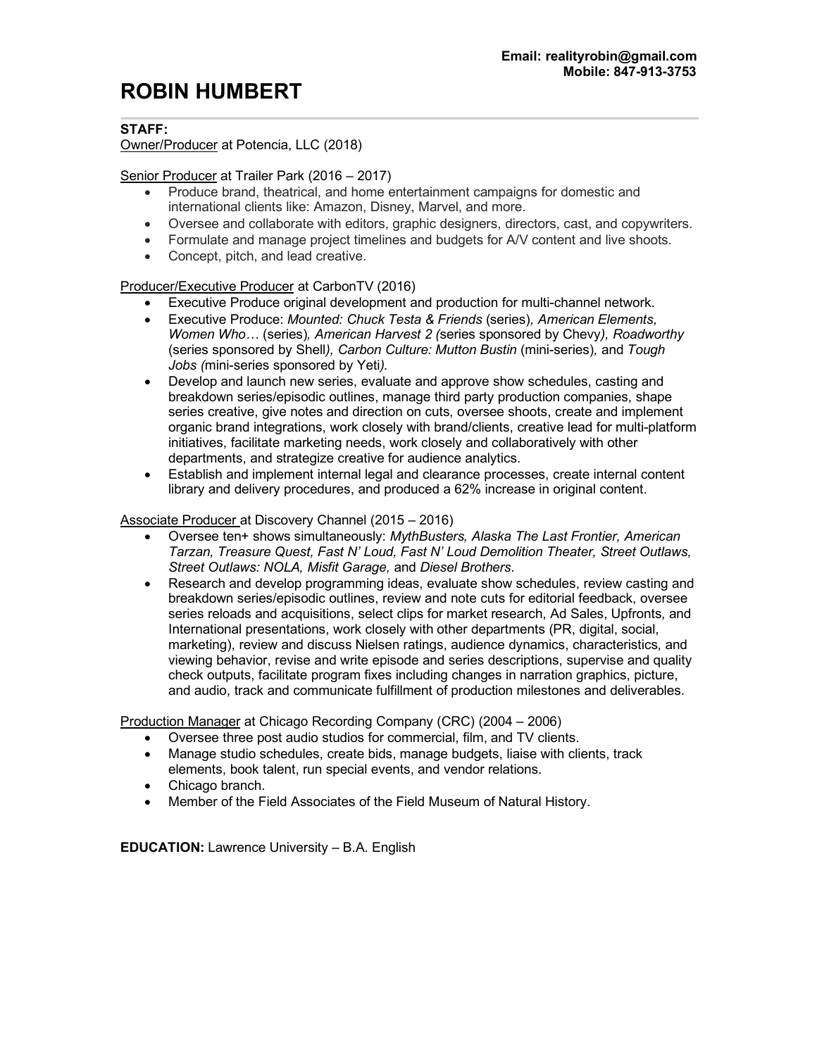Email: realityrobin@gmail.com
Mobile: 847-913-3753

# ROBIN HUMBERT

**STAFF:**

Owner/Producer at Potencia, LLC (2018)

Senior Producer at Trailer Park (2016 – 2017)

- Produce brand, theatrical, and home entertainment campaigns for domestic and international clients like: Amazon, Disney, Marvel, and more.
- Oversee and collaborate with editors, graphic designers, directors, cast, and copywriters.
- Formulate and manage project timelines and budgets for A/V content and live shoots.
- Concept, pitch, and lead creative.

Producer/Executive Producer at CarbonTV (2016)

- Executive Produce original development and production for multi-channel network.
- Executive Produce: *Mounted: Chuck Testa & Friends* (series)*, American Elements, Women Who…* (series)*, American Harvest 2 (*series sponsored by Chevy*), Roadworthy* (series sponsored by Shell*), Carbon Culture: Mutton Bustin* (mini-series)*,* and *Tough Jobs (*mini-series sponsored by Yeti*).*
- Develop and launch new series, evaluate and approve show schedules, casting and breakdown series/episodic outlines, manage third party production companies, shape series creative, give notes and direction on cuts, oversee shoots, create and implement organic brand integrations, work closely with brand/clients, creative lead for multi-platform initiatives, facilitate marketing needs, work closely and collaboratively with other departments, and strategize creative for audience analytics.
- Establish and implement internal legal and clearance processes, create internal content library and delivery procedures, and produced a 62% increase in original content.

Associate Producer at Discovery Channel (2015 – 2016)

- Oversee ten+ shows simultaneously: *MythBusters, Alaska The Last Frontier, American Tarzan, Treasure Quest, Fast N' Loud, Fast N' Loud Demolition Theater, Street Outlaws, Street Outlaws: NOLA, Misfit Garage,* and *Diesel Brothers.*
- Research and develop programming ideas, evaluate show schedules, review casting and breakdown series/episodic outlines, select clips for market research, review and note cuts for editorial feedback, oversee series reloads and acquisitions, select clips for market research, Ad Sales, Upfronts, and International presentations, work closely with other departments (PR, digital, social, marketing), review and discuss Nielsen ratings, audience dynamics, characteristics, and viewing behavior, revise and write episode and series descriptions, supervise and quality check outputs, facilitate program fixes including changes in narration graphics, picture, and audio, track and communicate fulfillment of production milestones and deliverables.

Production Manager at Chicago Recording Company (CRC) (2004 – 2006)

- Oversee three post audio studios for commercial, film, and TV clients.
- Manage studio schedules, create bids, manage budgets, liaise with clients, track elements, book talent, run special events, and vendor relations.
- Chicago branch.
- Member of the Field Associates of the Field Museum of Natural History.

**EDUCATION:** Lawrence University – B.A. English